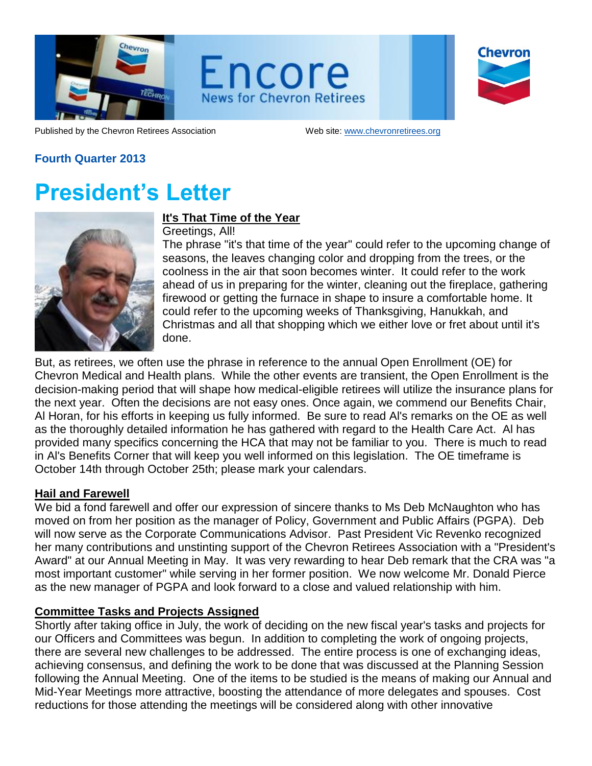# Encore

News for Chevron Retirees

Published by the Chevron Retirees Association

Web site: www.chevronretirees.org

**Fourth Quarter 2013**

# President's Letter

## It's That Time of the Year

Greetings, All!

The phrase "it's that time of the year" could refer to the upcoming change of seasons, the leaves changing color and dropping from the trees, or the coolness in the air that soon becomes winter. It could refer to the work ahead of us in preparing for the winter, cleaning out the fireplace, gathering firewood or getting the furnace in shape to insure a comfortable home. It could refer to the upcoming weeks of Thanksgiving, Hanukkah, and Christmas and all that shopping which we either love or fret about until it's done.

But, as retirees, we often use the phrase in reference to the annual Open Enrollment (OE) for Chevron Medical and Health plans. While the other events are transient, the Open Enrollment is the decision-making period that will shape how medical-eligible retirees will utilize the insurance plans for the next year. Often the decisions are not easy ones. Once again, we commend our Benefits Chair, Al Horan, for his efforts in keeping us fully informed. Be sure to read Al's remarks on the OE as well as the thoroughly detailed information he has gathered with regard to the Health Care Act. Al has provided many specifics concerning the HCA that may not be familiar to you. There is much to read in Al's Benefits Corner that will keep you well informed on this legislation. The OE timeframe is October 14th through October 25th; please mark your calendars.

## Hail and Farewell

We bid a fond farewell and offer our expression of sincere thanks to Ms Deb McNaughton who has moved on from her position as the manager of Policy, Government and Public Affairs (PGPA). Deb will now serve as the Corporate Communications Advisor. Past President Vic Revenko recognized her many contributions and unstinting support of the Chevron Retirees Association with a "President's Award" at our Annual Meeting in May. It was very rewarding to hear Deb remark that the CRA was "a most important customer" while serving in her former position. We now welcome Mr. Donald Pierce as the new manager of PGPA and look forward to a close and valued relationship with him.

## Committee Tasks and Projects Assigned

Shortly after taking office in July, the work of deciding on the new fiscal year's tasks and projects for our Officers and Committees was begun. In addition to completing the work of ongoing projects, there are several new challenges to be addressed. The entire process is one of exchanging ideas, achieving consensus, and defining the work to be done that was discussed at the Planning Session following the Annual Meeting. One of the items to be studied is the means of making our Annual and Mid-Year Meetings more attractive, boosting the attendance of more delegates and spouses. Cost reductions for those attending the meetings will be considered along with other innovative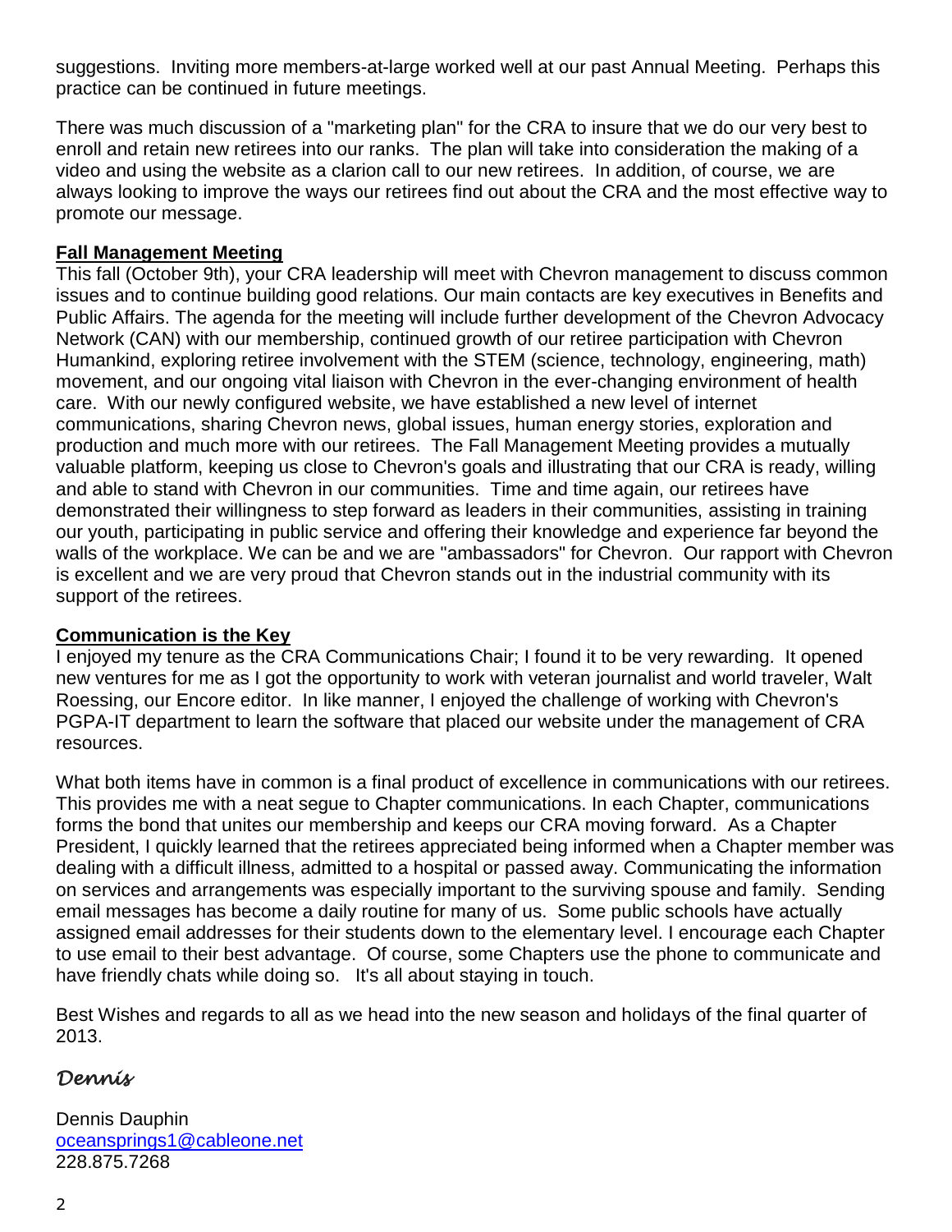suggestions. Inviting more members-at-large worked well at our past Annual Meeting. Perhaps this practice can be continued in future meetings.

There was much discussion of a "marketing plan" for the CRA to insure that we do our very best to enroll and retain new retirees into our ranks. The plan will take into consideration the making of a video and using the website as a clarion call to our new retirees. In addition, of course, we are always looking to improve the ways our retirees find out about the CRA and the most effective way to promote our message.

**Fall Management Meeting**

This fall (October 9th), your CRA leadership will meet with Chevron management to discuss common issues and to continue building good relations. Our main contacts are key executives in Benefits and Public Affairs. The agenda for the meeting will include further development of the Chevron Advocacy Network (CAN) with our membership, continued growth of our retiree participation with Chevron Humankind, exploring retiree involvement with the STEM (science, technology, engineering, math) movement, and our ongoing vital liaison with Chevron in the ever-changing environment of health care. With our newly configured website, we have established a new level of internet communications, sharing Chevron news, global issues, human energy stories, exploration and production and much more with our retirees. The Fall Management Meeting provides a mutually valuable platform, keeping us close to Chevron's goals and illustrating that our CRA is ready, willing and able to stand with Chevron in our communities. Time and time again, our retirees have demonstrated their willingness to step forward as leaders in their communities, assisting in training our youth, participating in public service and offering their knowledge and experience far beyond the walls of the workplace. We can be and we are "ambassadors" for Chevron. Our rapport with Chevron is excellent and we are very proud that Chevron stands out in the industrial community with its support of the retirees.

**Communication is the Key**

I enjoyed my tenure as the CRA Communications Chair; I found it to be very rewarding. It opened new ventures for me as I got the opportunity to work with veteran journalist and world traveler, Walt Roessing, our Encore editor. In like manner, I enjoyed the challenge of working with Chevron's PGPA-IT department to learn the software that placed our website under the management of CRA resources.

What both items have in common is a final product of excellence in communications with our retirees. This provides me with a neat segue to Chapter communications. In each Chapter, communications forms the bond that unites our membership and keeps our CRA moving forward. As a Chapter President, I quickly learned that the retirees appreciated being informed when a Chapter member was dealing with a difficult illness, admitted to a hospital or passed away. Communicating the information on services and arrangements was especially important to the surviving spouse and family. Sending email messages has become a daily routine for many of us. Some public schools have actually assigned email addresses for their students down to the elementary level. I encourage each Chapter to use email to their best advantage. Of course, some Chapters use the phone to communicate and have friendly chats while doing so. It's all about staying in touch.

Best Wishes and regards to all as we head into the new season and holidays of the final quarter of 2013.

*Dennis*

Dennis Dauphin  
oceansprings1@cableone.net  
228.875.7268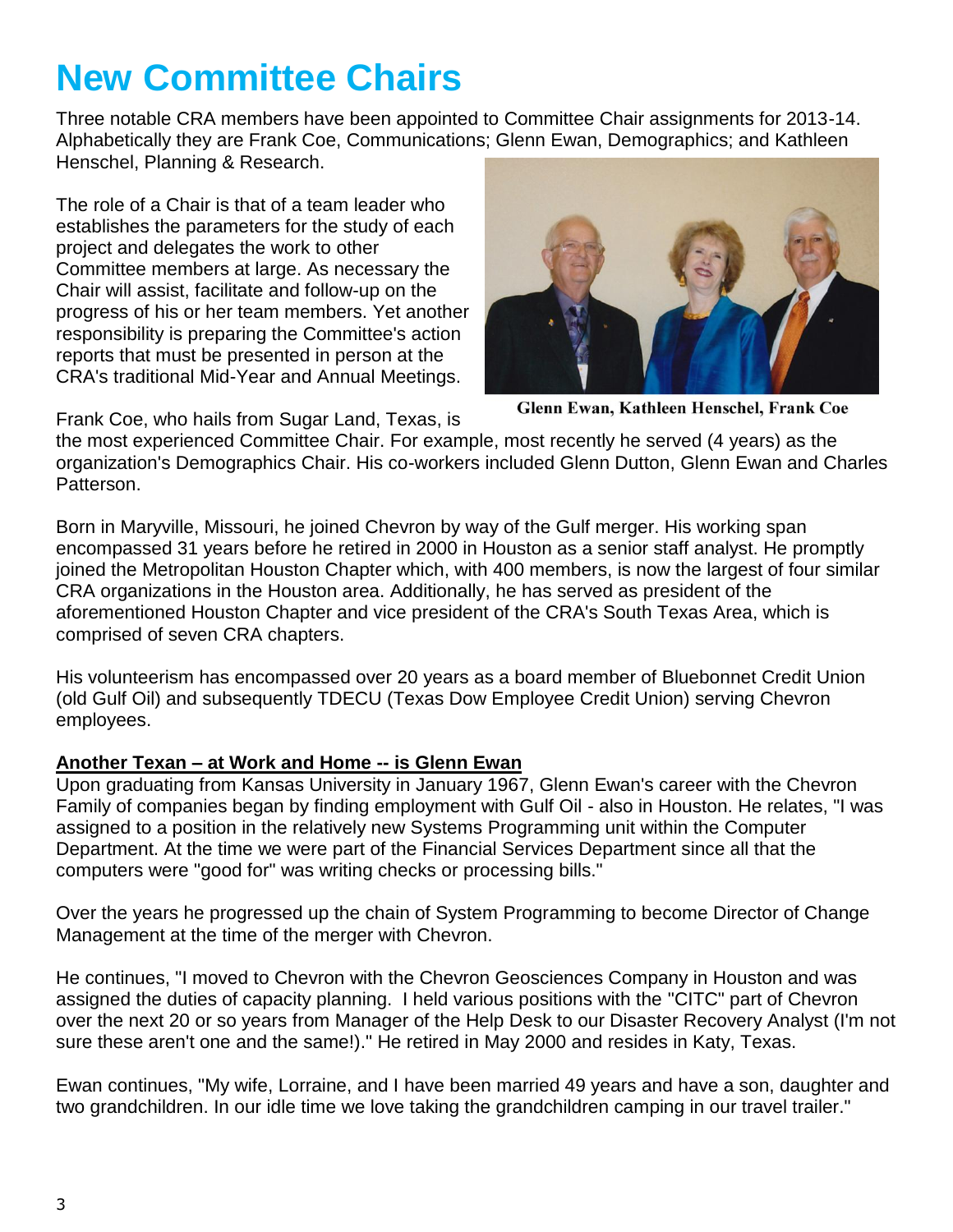# New Committee Chairs

Three notable CRA members have been appointed to Committee Chair assignments for 2013-14. Alphabetically they are Frank Coe, Communications; Glenn Ewan, Demographics; and Kathleen Henschel, Planning & Research.

The role of a Chair is that of a team leader who establishes the parameters for the study of each project and delegates the work to other Committee members at large. As necessary the Chair will assist, facilitate and follow-up on the progress of his or her team members. Yet another responsibility is preparing the Committee's action reports that must be presented in person at the CRA's traditional Mid-Year and Annual Meetings.

**Glenn Ewan, Kathleen Henschel, Frank Coe**

Frank Coe, who hails from Sugar Land, Texas, is the most experienced Committee Chair. For example, most recently he served (4 years) as the organization's Demographics Chair. His co-workers included Glenn Dutton, Glenn Ewan and Charles Patterson.

Born in Maryville, Missouri, he joined Chevron by way of the Gulf merger. His working span encompassed 31 years before he retired in 2000 in Houston as a senior staff analyst. He promptly joined the Metropolitan Houston Chapter which, with 400 members, is now the largest of four similar CRA organizations in the Houston area. Additionally, he has served as president of the aforementioned Houston Chapter and vice president of the CRA's South Texas Area, which is comprised of seven CRA chapters.

His volunteerism has encompassed over 20 years as a board member of Bluebonnet Credit Union (old Gulf Oil) and subsequently TDECU (Texas Dow Employee Credit Union) serving Chevron employees.

**Another Texan – at Work and Home -- is Glenn Ewan**

Upon graduating from Kansas University in January 1967, Glenn Ewan's career with the Chevron Family of companies began by finding employment with Gulf Oil - also in Houston. He relates, "I was assigned to a position in the relatively new Systems Programming unit within the Computer Department. At the time we were part of the Financial Services Department since all that the computers were "good for" was writing checks or processing bills."

Over the years he progressed up the chain of System Programming to become Director of Change Management at the time of the merger with Chevron.

He continues, "I moved to Chevron with the Chevron Geosciences Company in Houston and was assigned the duties of capacity planning. I held various positions with the "CITC" part of Chevron over the next 20 or so years from Manager of the Help Desk to our Disaster Recovery Analyst (I'm not sure these aren't one and the same!)." He retired in May 2000 and resides in Katy, Texas.

Ewan continues, "My wife, Lorraine, and I have been married 49 years and have a son, daughter and two grandchildren. In our idle time we love taking the grandchildren camping in our travel trailer."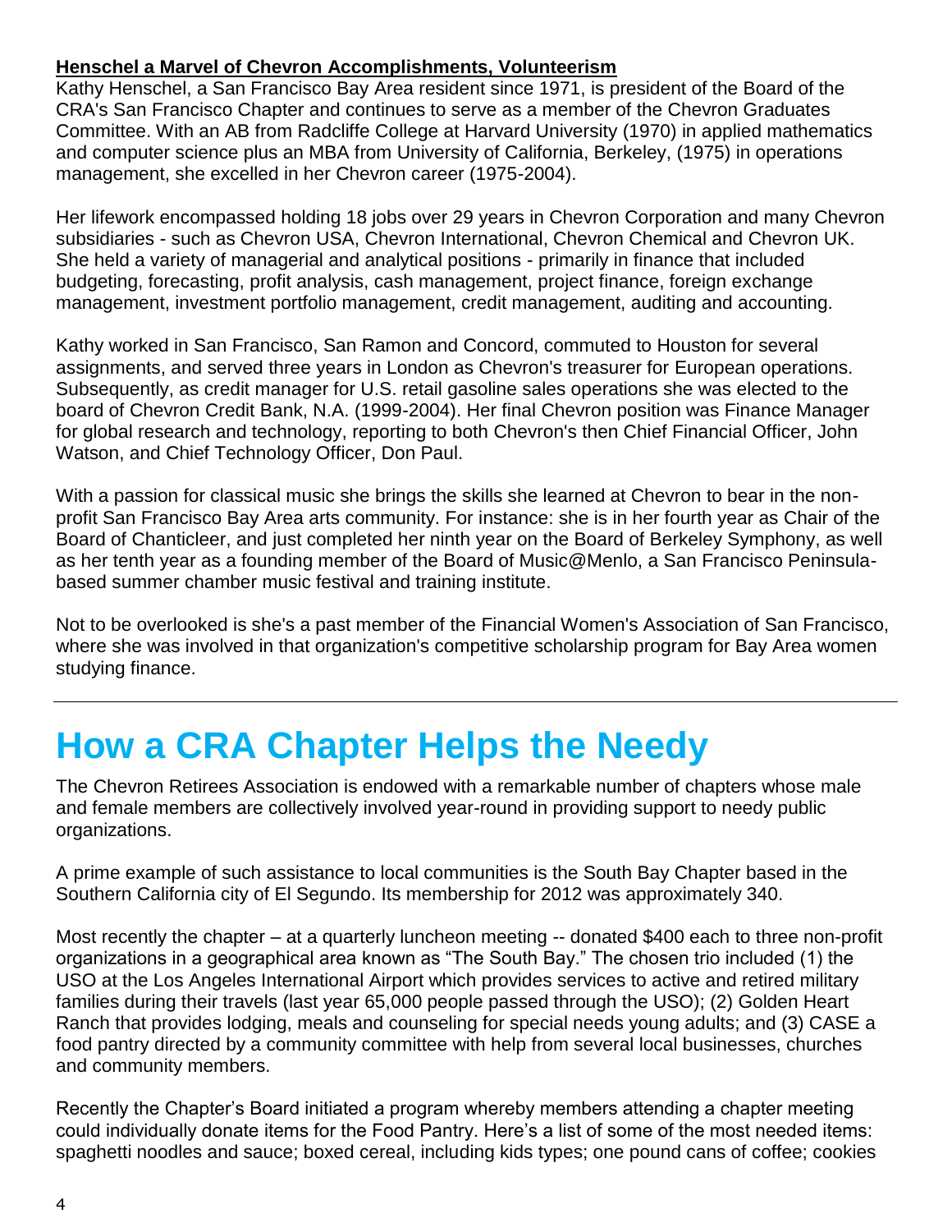**Henschel a Marvel of Chevron Accomplishments, Volunteerism**

Kathy Henschel, a San Francisco Bay Area resident since 1971, is president of the Board of the CRA's San Francisco Chapter and continues to serve as a member of the Chevron Graduates Committee. With an AB from Radcliffe College at Harvard University (1970) in applied mathematics and computer science plus an MBA from University of California, Berkeley, (1975) in operations management, she excelled in her Chevron career (1975-2004).

Her lifework encompassed holding 18 jobs over 29 years in Chevron Corporation and many Chevron subsidiaries - such as Chevron USA, Chevron International, Chevron Chemical and Chevron UK. She held a variety of managerial and analytical positions - primarily in finance that included budgeting, forecasting, profit analysis, cash management, project finance, foreign exchange management, investment portfolio management, credit management, auditing and accounting.

Kathy worked in San Francisco, San Ramon and Concord, commuted to Houston for several assignments, and served three years in London as Chevron's treasurer for European operations. Subsequently, as credit manager for U.S. retail gasoline sales operations she was elected to the board of Chevron Credit Bank, N.A. (1999-2004). Her final Chevron position was Finance Manager for global research and technology, reporting to both Chevron's then Chief Financial Officer, John Watson, and Chief Technology Officer, Don Paul.

With a passion for classical music she brings the skills she learned at Chevron to bear in the non-profit San Francisco Bay Area arts community. For instance: she is in her fourth year as Chair of the Board of Chanticleer, and just completed her ninth year on the Board of Berkeley Symphony, as well as her tenth year as a founding member of the Board of Music@Menlo, a San Francisco Peninsula-based summer chamber music festival and training institute.

Not to be overlooked is she's a past member of the Financial Women's Association of San Francisco, where she was involved in that organization's competitive scholarship program for Bay Area women studying finance.

---

# How a CRA Chapter Helps the Needy

The Chevron Retirees Association is endowed with a remarkable number of chapters whose male and female members are collectively involved year-round in providing support to needy public organizations.

A prime example of such assistance to local communities is the South Bay Chapter based in the Southern California city of El Segundo. Its membership for 2012 was approximately 340.

Most recently the chapter – at a quarterly luncheon meeting -- donated $400 each to three non-profit organizations in a geographical area known as "The South Bay." The chosen trio included (1) the USO at the Los Angeles International Airport which provides services to active and retired military families during their travels (last year 65,000 people passed through the USO); (2) Golden Heart Ranch that provides lodging, meals and counseling for special needs young adults; and (3) CASE a food pantry directed by a community committee with help from several local businesses, churches and community members.

Recently the Chapter's Board initiated a program whereby members attending a chapter meeting could individually donate items for the Food Pantry. Here's a list of some of the most needed items: spaghetti noodles and sauce; boxed cereal, including kids types; one pound cans of coffee; cookies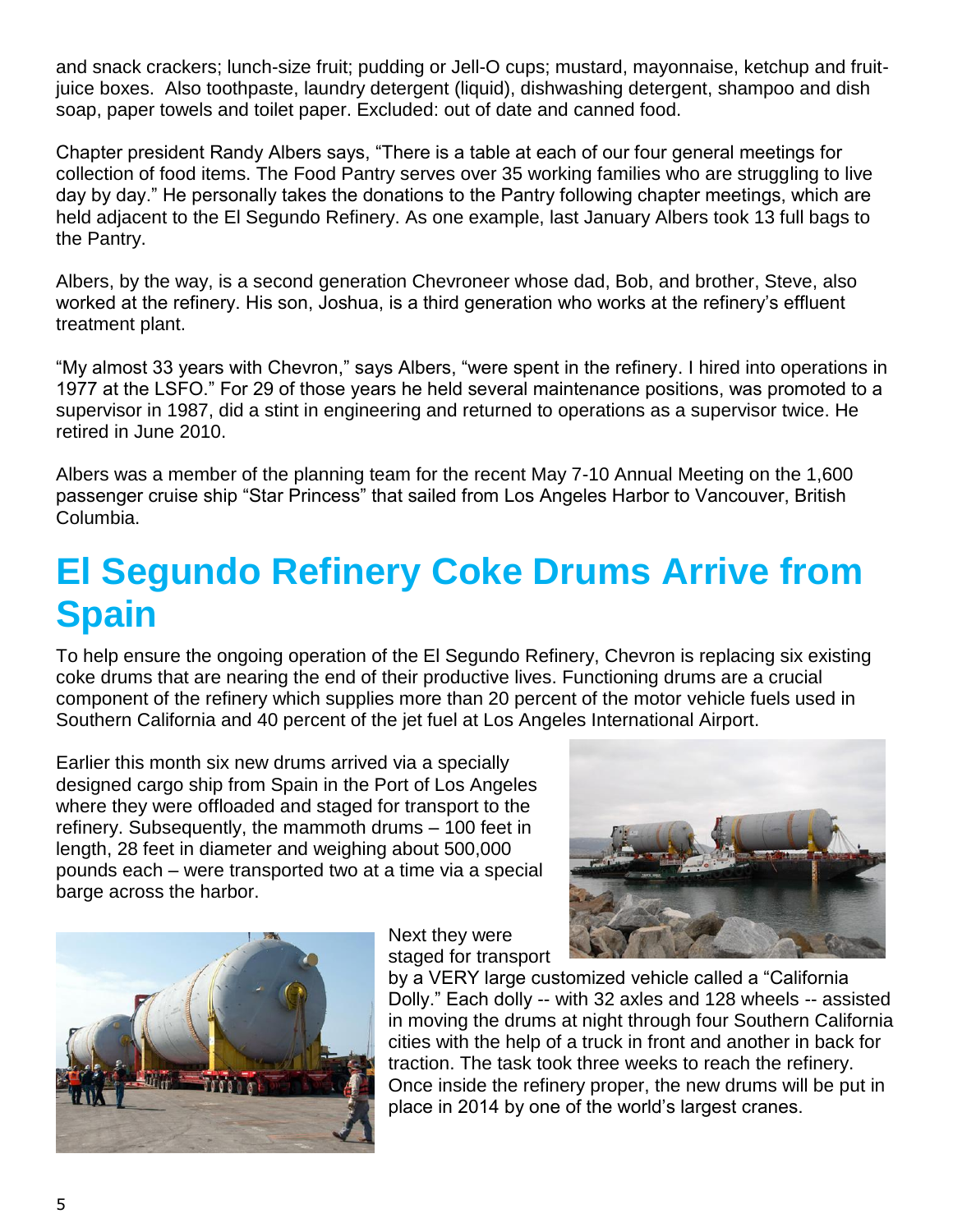and snack crackers; lunch-size fruit; pudding or Jell-O cups; mustard, mayonnaise, ketchup and fruit-juice boxes. Also toothpaste, laundry detergent (liquid), dishwashing detergent, shampoo and dish soap, paper towels and toilet paper. Excluded: out of date and canned food.

Chapter president Randy Albers says, "There is a table at each of our four general meetings for collection of food items. The Food Pantry serves over 35 working families who are struggling to live day by day." He personally takes the donations to the Pantry following chapter meetings, which are held adjacent to the El Segundo Refinery. As one example, last January Albers took 13 full bags to the Pantry.

Albers, by the way, is a second generation Chevroneer whose dad, Bob, and brother, Steve, also worked at the refinery. His son, Joshua, is a third generation who works at the refinery's effluent treatment plant.

"My almost 33 years with Chevron," says Albers, "were spent in the refinery. I hired into operations in 1977 at the LSFO." For 29 of those years he held several maintenance positions, was promoted to a supervisor in 1987, did a stint in engineering and returned to operations as a supervisor twice. He retired in June 2010.

Albers was a member of the planning team for the recent May 7-10 Annual Meeting on the 1,600 passenger cruise ship "Star Princess" that sailed from Los Angeles Harbor to Vancouver, British Columbia.

# El Segundo Refinery Coke Drums Arrive from Spain

To help ensure the ongoing operation of the El Segundo Refinery, Chevron is replacing six existing coke drums that are nearing the end of their productive lives. Functioning drums are a crucial component of the refinery which supplies more than 20 percent of the motor vehicle fuels used in Southern California and 40 percent of the jet fuel at Los Angeles International Airport.

Earlier this month six new drums arrived via a specially designed cargo ship from Spain in the Port of Los Angeles where they were offloaded and staged for transport to the refinery. Subsequently, the mammoth drums – 100 feet in length, 28 feet in diameter and weighing about 500,000 pounds each – were transported two at a time via a special barge across the harbor.

Next they were staged for transport by a VERY large customized vehicle called a "California Dolly." Each dolly -- with 32 axles and 128 wheels -- assisted in moving the drums at night through four Southern California cities with the help of a truck in front and another in back for traction. The task took three weeks to reach the refinery. Once inside the refinery proper, the new drums will be put in place in 2014 by one of the world's largest cranes.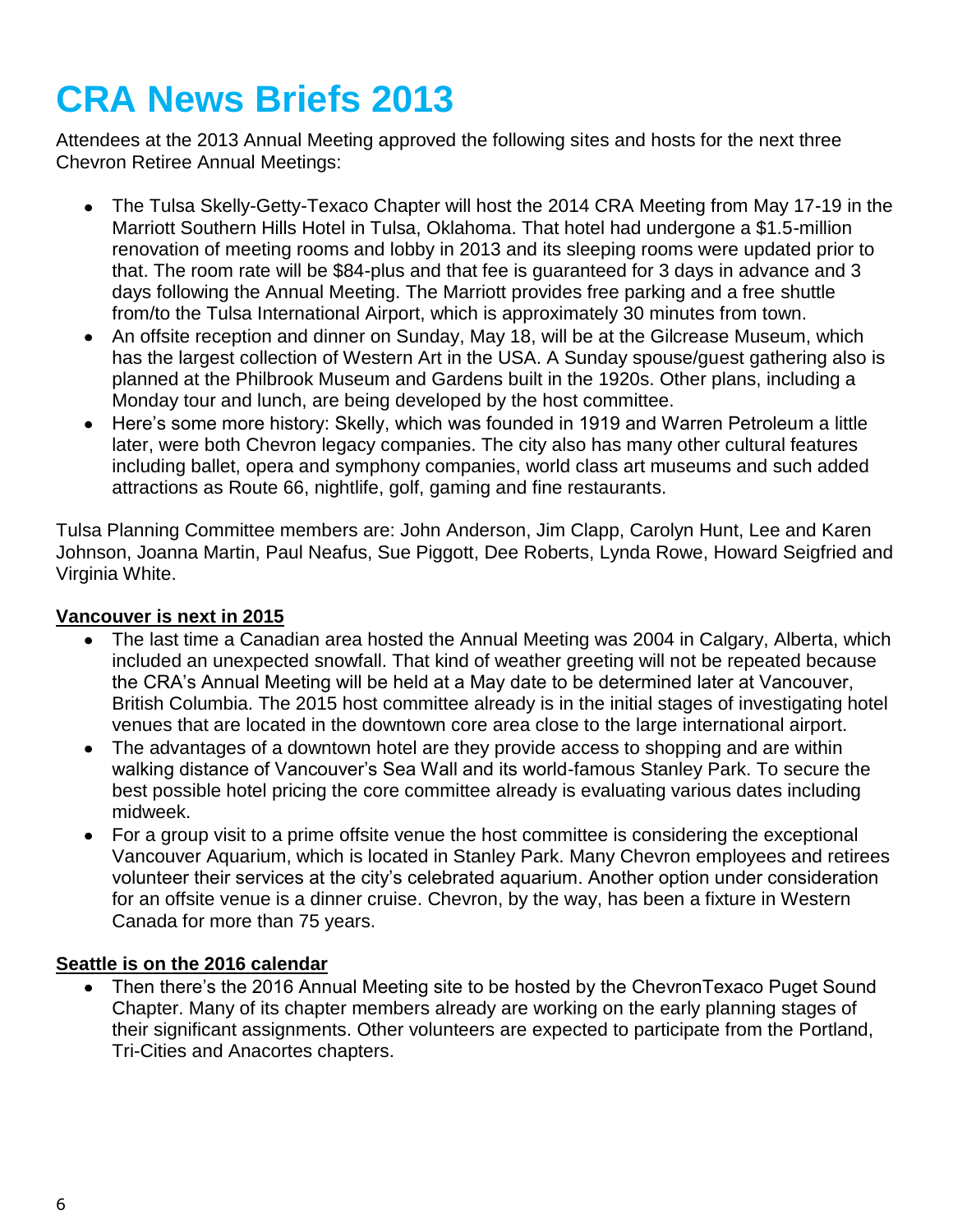# CRA News Briefs 2013

Attendees at the 2013 Annual Meeting approved the following sites and hosts for the next three Chevron Retiree Annual Meetings:

- The Tulsa Skelly-Getty-Texaco Chapter will host the 2014 CRA Meeting from May 17-19 in the Marriott Southern Hills Hotel in Tulsa, Oklahoma. That hotel had undergone a $1.5-million renovation of meeting rooms and lobby in 2013 and its sleeping rooms were updated prior to that. The room rate will be $84-plus and that fee is guaranteed for 3 days in advance and 3 days following the Annual Meeting. The Marriott provides free parking and a free shuttle from/to the Tulsa International Airport, which is approximately 30 minutes from town.
- An offsite reception and dinner on Sunday, May 18, will be at the Gilcrease Museum, which has the largest collection of Western Art in the USA. A Sunday spouse/guest gathering also is planned at the Philbrook Museum and Gardens built in the 1920s. Other plans, including a Monday tour and lunch, are being developed by the host committee.
- Here's some more history: Skelly, which was founded in 1919 and Warren Petroleum a little later, were both Chevron legacy companies. The city also has many other cultural features including ballet, opera and symphony companies, world class art museums and such added attractions as Route 66, nightlife, golf, gaming and fine restaurants.

Tulsa Planning Committee members are: John Anderson, Jim Clapp, Carolyn Hunt, Lee and Karen Johnson, Joanna Martin, Paul Neafus, Sue Piggott, Dee Roberts, Lynda Rowe, Howard Seigfried and Virginia White.

**Vancouver is next in 2015**

- The last time a Canadian area hosted the Annual Meeting was 2004 in Calgary, Alberta, which included an unexpected snowfall. That kind of weather greeting will not be repeated because the CRA's Annual Meeting will be held at a May date to be determined later at Vancouver, British Columbia. The 2015 host committee already is in the initial stages of investigating hotel venues that are located in the downtown core area close to the large international airport.
- The advantages of a downtown hotel are they provide access to shopping and are within walking distance of Vancouver's Sea Wall and its world-famous Stanley Park. To secure the best possible hotel pricing the core committee already is evaluating various dates including midweek.
- For a group visit to a prime offsite venue the host committee is considering the exceptional Vancouver Aquarium, which is located in Stanley Park. Many Chevron employees and retirees volunteer their services at the city's celebrated aquarium. Another option under consideration for an offsite venue is a dinner cruise. Chevron, by the way, has been a fixture in Western Canada for more than 75 years.

**Seattle is on the 2016 calendar**

- Then there's the 2016 Annual Meeting site to be hosted by the ChevronTexaco Puget Sound Chapter. Many of its chapter members already are working on the early planning stages of their significant assignments. Other volunteers are expected to participate from the Portland, Tri-Cities and Anacortes chapters.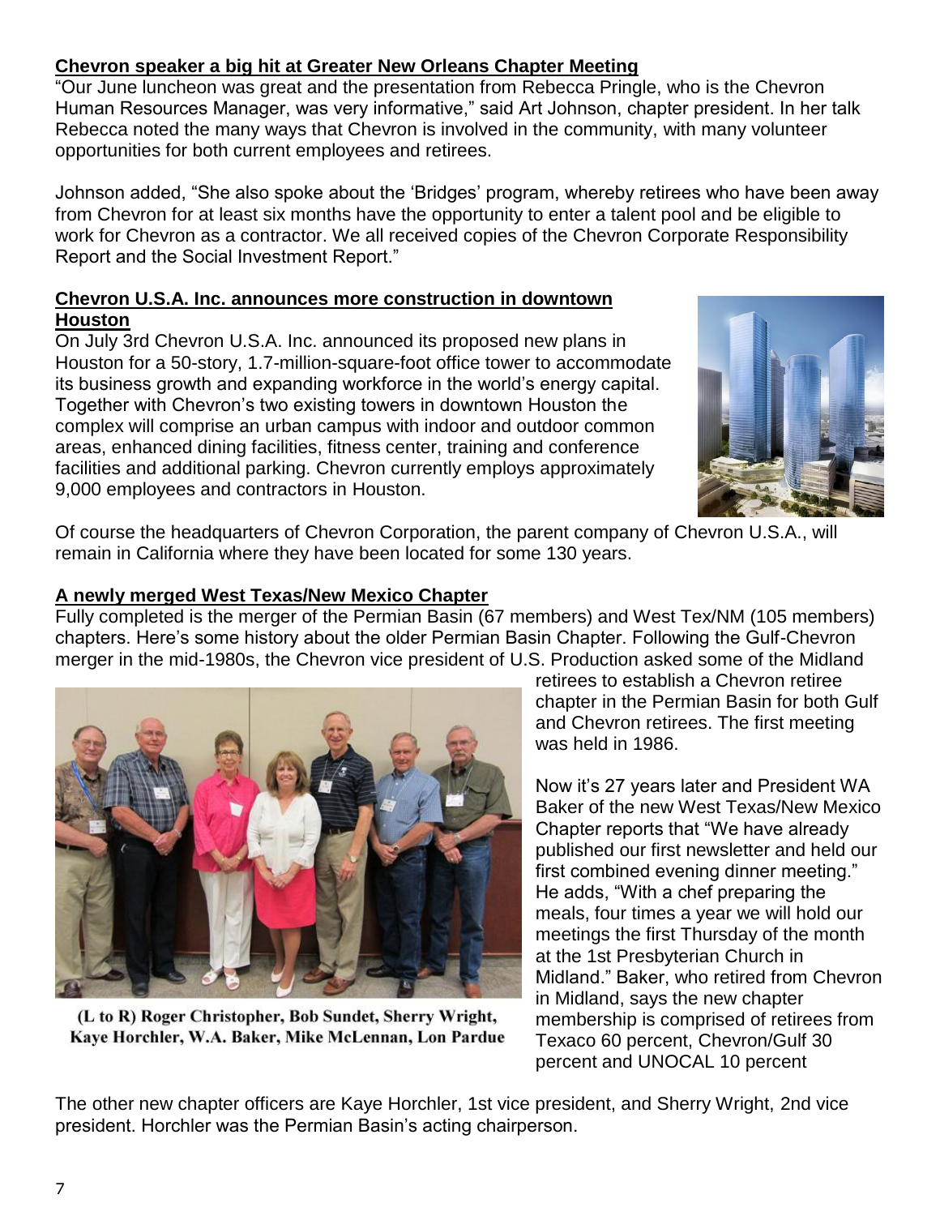**Chevron speaker a big hit at Greater New Orleans Chapter Meeting**

"Our June luncheon was great and the presentation from Rebecca Pringle, who is the Chevron Human Resources Manager, was very informative," said Art Johnson, chapter president. In her talk Rebecca noted the many ways that Chevron is involved in the community, with many volunteer opportunities for both current employees and retirees.

Johnson added, "She also spoke about the 'Bridges' program, whereby retirees who have been away from Chevron for at least six months have the opportunity to enter a talent pool and be eligible to work for Chevron as a contractor. We all received copies of the Chevron Corporate Responsibility Report and the Social Investment Report."

**Chevron U.S.A. Inc. announces more construction in downtown Houston**

On July 3rd Chevron U.S.A. Inc. announced its proposed new plans in Houston for a 50-story, 1.7-million-square-foot office tower to accommodate its business growth and expanding workforce in the world's energy capital. Together with Chevron's two existing towers in downtown Houston the complex will comprise an urban campus with indoor and outdoor common areas, enhanced dining facilities, fitness center, training and conference facilities and additional parking. Chevron currently employs approximately 9,000 employees and contractors in Houston.

Of course the headquarters of Chevron Corporation, the parent company of Chevron U.S.A., will remain in California where they have been located for some 130 years.

**A newly merged West Texas/New Mexico Chapter**

Fully completed is the merger of the Permian Basin (67 members) and West Tex/NM (105 members) chapters. Here's some history about the older Permian Basin Chapter. Following the Gulf-Chevron merger in the mid-1980s, the Chevron vice president of U.S. Production asked some of the Midland retirees to establish a Chevron retiree chapter in the Permian Basin for both Gulf and Chevron retirees. The first meeting was held in 1986.

(L to R) Roger Christopher, Bob Sundet, Sherry Wright, Kaye Horchler, W.A. Baker, Mike McLennan, Lon Pardue

Now it's 27 years later and President WA Baker of the new West Texas/New Mexico Chapter reports that "We have already published our first newsletter and held our first combined evening dinner meeting." He adds, "With a chef preparing the meals, four times a year we will hold our meetings the first Thursday of the month at the 1st Presbyterian Church in Midland." Baker, who retired from Chevron in Midland, says the new chapter membership is comprised of retirees from Texaco 60 percent, Chevron/Gulf 30 percent and UNOCAL 10 percent

The other new chapter officers are Kaye Horchler, 1st vice president, and Sherry Wright, 2nd vice president. Horchler was the Permian Basin's acting chairperson.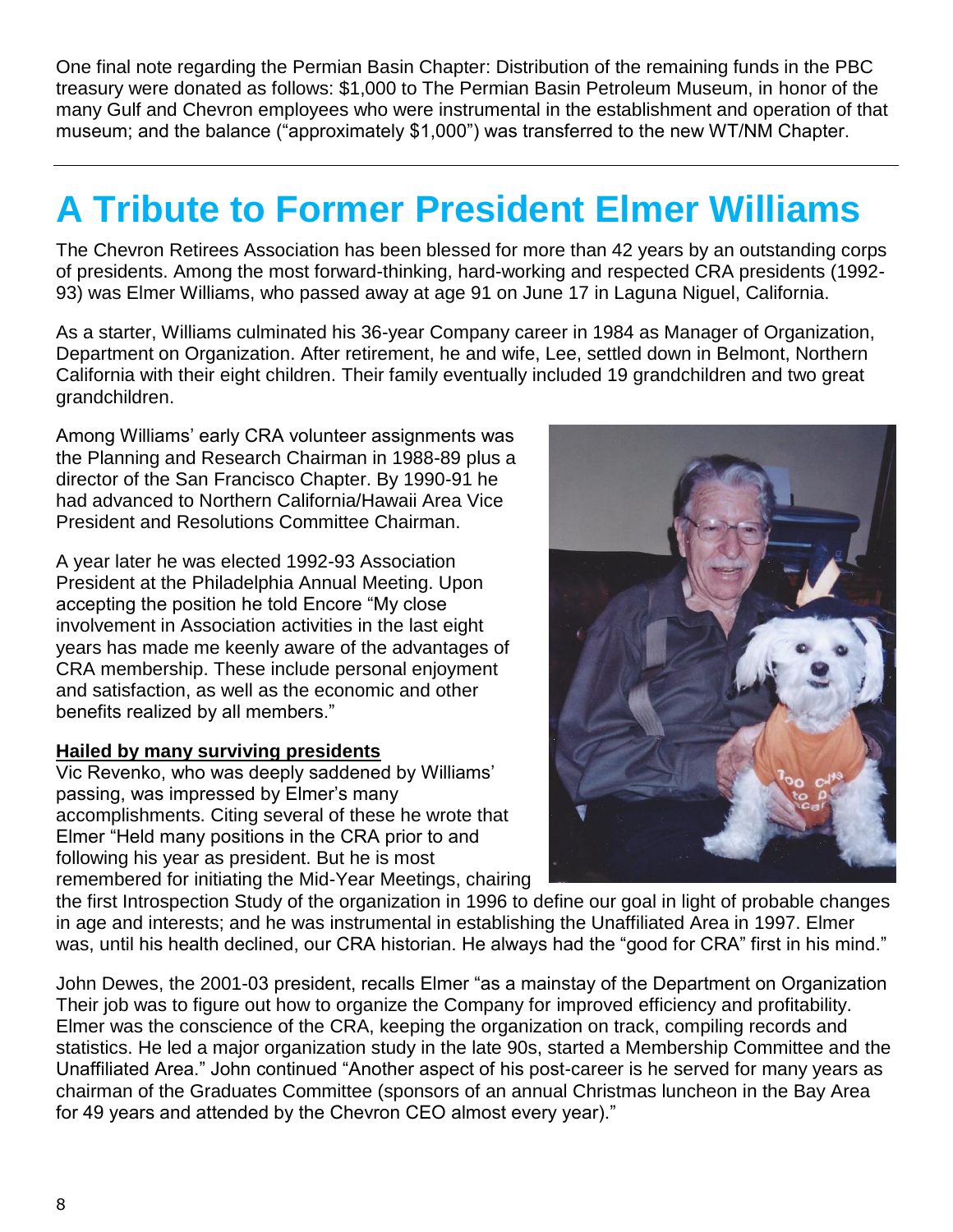One final note regarding the Permian Basin Chapter: Distribution of the remaining funds in the PBC treasury were donated as follows: $1,000 to The Permian Basin Petroleum Museum, in honor of the many Gulf and Chevron employees who were instrumental in the establishment and operation of that museum; and the balance ("approximately $1,000") was transferred to the new WT/NM Chapter.

---

# A Tribute to Former President Elmer Williams

The Chevron Retirees Association has been blessed for more than 42 years by an outstanding corps of presidents. Among the most forward-thinking, hard-working and respected CRA presidents (1992-93) was Elmer Williams, who passed away at age 91 on June 17 in Laguna Niguel, California.

As a starter, Williams culminated his 36-year Company career in 1984 as Manager of Organization, Department on Organization. After retirement, he and wife, Lee, settled down in Belmont, Northern California with their eight children. Their family eventually included 19 grandchildren and two great grandchildren.

Among Williams' early CRA volunteer assignments was the Planning and Research Chairman in 1988-89 plus a director of the San Francisco Chapter. By 1990-91 he had advanced to Northern California/Hawaii Area Vice President and Resolutions Committee Chairman.

A year later he was elected 1992-93 Association President at the Philadelphia Annual Meeting. Upon accepting the position he told Encore "My close involvement in Association activities in the last eight years has made me keenly aware of the advantages of CRA membership. These include personal enjoyment and satisfaction, as well as the economic and other benefits realized by all members."

**Hailed by many surviving presidents**

Vic Revenko, who was deeply saddened by Williams' passing, was impressed by Elmer's many accomplishments. Citing several of these he wrote that Elmer "Held many positions in the CRA prior to and following his year as president. But he is most remembered for initiating the Mid-Year Meetings, chairing the first Introspection Study of the organization in 1996 to define our goal in light of probable changes in age and interests; and he was instrumental in establishing the Unaffiliated Area in 1997. Elmer was, until his health declined, our CRA historian. He always had the "good for CRA" first in his mind."

John Dewes, the 2001-03 president, recalls Elmer "as a mainstay of the Department on Organization Their job was to figure out how to organize the Company for improved efficiency and profitability. Elmer was the conscience of the CRA, keeping the organization on track, compiling records and statistics. He led a major organization study in the late 90s, started a Membership Committee and the Unaffiliated Area." John continued "Another aspect of his post-career is he served for many years as chairman of the Graduates Committee (sponsors of an annual Christmas luncheon in the Bay Area for 49 years and attended by the Chevron CEO almost every year)."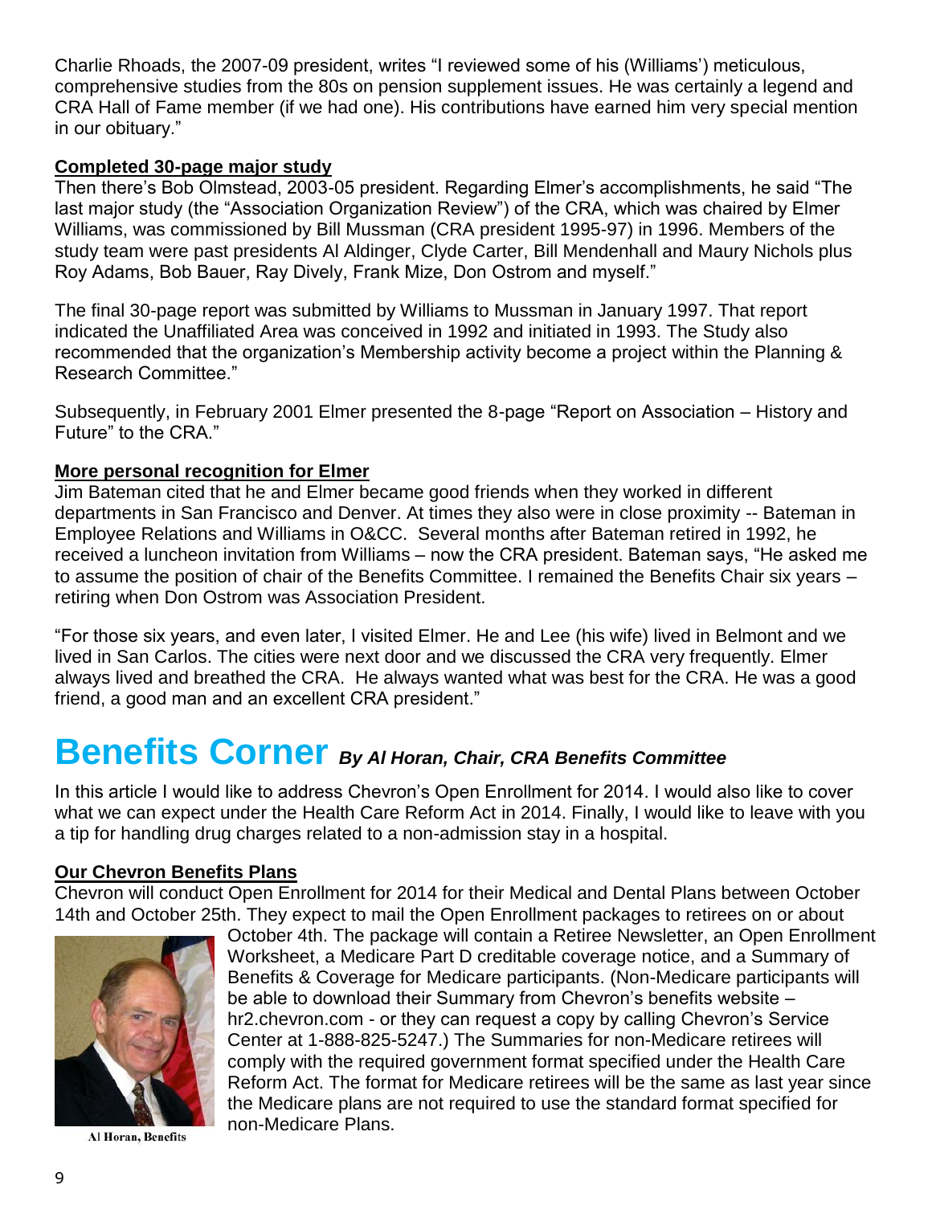Charlie Rhoads, the 2007-09 president, writes "I reviewed some of his (Williams') meticulous, comprehensive studies from the 80s on pension supplement issues. He was certainly a legend and CRA Hall of Fame member (if we had one). His contributions have earned him very special mention in our obituary."

**Completed 30-page major study**

Then there's Bob Olmstead, 2003-05 president. Regarding Elmer's accomplishments, he said "The last major study (the "Association Organization Review") of the CRA, which was chaired by Elmer Williams, was commissioned by Bill Mussman (CRA president 1995-97) in 1996. Members of the study team were past presidents Al Aldinger, Clyde Carter, Bill Mendenhall and Maury Nichols plus Roy Adams, Bob Bauer, Ray Dively, Frank Mize, Don Ostrom and myself."

The final 30-page report was submitted by Williams to Mussman in January 1997. That report indicated the Unaffiliated Area was conceived in 1992 and initiated in 1993. The Study also recommended that the organization's Membership activity become a project within the Planning & Research Committee."

Subsequently, in February 2001 Elmer presented the 8-page "Report on Association – History and Future" to the CRA."

**More personal recognition for Elmer**

Jim Bateman cited that he and Elmer became good friends when they worked in different departments in San Francisco and Denver. At times they also were in close proximity -- Bateman in Employee Relations and Williams in O&CC. Several months after Bateman retired in 1992, he received a luncheon invitation from Williams – now the CRA president. Bateman says, "He asked me to assume the position of chair of the Benefits Committee. I remained the Benefits Chair six years – retiring when Don Ostrom was Association President.

"For those six years, and even later, I visited Elmer. He and Lee (his wife) lived in Belmont and we lived in San Carlos. The cities were next door and we discussed the CRA very frequently. Elmer always lived and breathed the CRA. He always wanted what was best for the CRA. He was a good friend, a good man and an excellent CRA president."

# Benefits Corner *By Al Horan, Chair, CRA Benefits Committee*

In this article I would like to address Chevron's Open Enrollment for 2014. I would also like to cover what we can expect under the Health Care Reform Act in 2014. Finally, I would like to leave with you a tip for handling drug charges related to a non-admission stay in a hospital.

**Our Chevron Benefits Plans**

Chevron will conduct Open Enrollment for 2014 for their Medical and Dental Plans between October 14th and October 25th. They expect to mail the Open Enrollment packages to retirees on or about October 4th. The package will contain a Retiree Newsletter, an Open Enrollment Worksheet, a Medicare Part D creditable coverage notice, and a Summary of Benefits & Coverage for Medicare participants. (Non-Medicare participants will be able to download their Summary from Chevron's benefits website – hr2.chevron.com - or they can request a copy by calling Chevron's Service Center at 1-888-825-5247.) The Summaries for non-Medicare retirees will comply with the required government format specified under the Health Care Reform Act. The format for Medicare retirees will be the same as last year since the Medicare plans are not required to use the standard format specified for non-Medicare Plans.

Al Horan, Benefits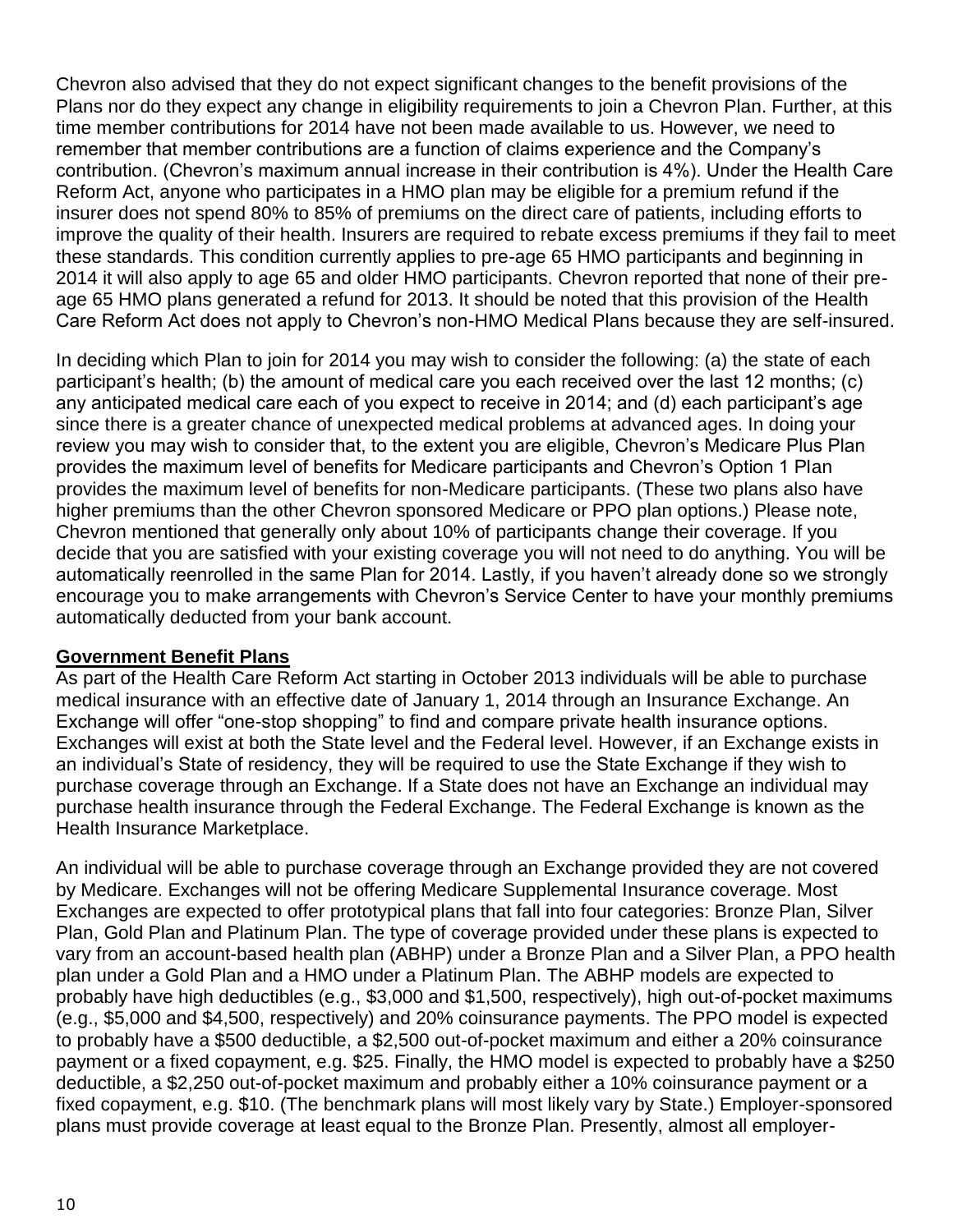Chevron also advised that they do not expect significant changes to the benefit provisions of the Plans nor do they expect any change in eligibility requirements to join a Chevron Plan. Further, at this time member contributions for 2014 have not been made available to us. However, we need to remember that member contributions are a function of claims experience and the Company's contribution. (Chevron's maximum annual increase in their contribution is 4%). Under the Health Care Reform Act, anyone who participates in a HMO plan may be eligible for a premium refund if the insurer does not spend 80% to 85% of premiums on the direct care of patients, including efforts to improve the quality of their health. Insurers are required to rebate excess premiums if they fail to meet these standards. This condition currently applies to pre-age 65 HMO participants and beginning in 2014 it will also apply to age 65 and older HMO participants. Chevron reported that none of their pre-age 65 HMO plans generated a refund for 2013. It should be noted that this provision of the Health Care Reform Act does not apply to Chevron's non-HMO Medical Plans because they are self-insured.

In deciding which Plan to join for 2014 you may wish to consider the following: (a) the state of each participant's health; (b) the amount of medical care you each received over the last 12 months; (c) any anticipated medical care each of you expect to receive in 2014; and (d) each participant's age since there is a greater chance of unexpected medical problems at advanced ages. In doing your review you may wish to consider that, to the extent you are eligible, Chevron's Medicare Plus Plan provides the maximum level of benefits for Medicare participants and Chevron's Option 1 Plan provides the maximum level of benefits for non-Medicare participants. (These two plans also have higher premiums than the other Chevron sponsored Medicare or PPO plan options.) Please note, Chevron mentioned that generally only about 10% of participants change their coverage. If you decide that you are satisfied with your existing coverage you will not need to do anything. You will be automatically reenrolled in the same Plan for 2014. Lastly, if you haven't already done so we strongly encourage you to make arrangements with Chevron's Service Center to have your monthly premiums automatically deducted from your bank account.

## Government Benefit Plans

As part of the Health Care Reform Act starting in October 2013 individuals will be able to purchase medical insurance with an effective date of January 1, 2014 through an Insurance Exchange. An Exchange will offer "one-stop shopping" to find and compare private health insurance options. Exchanges will exist at both the State level and the Federal level. However, if an Exchange exists in an individual's State of residency, they will be required to use the State Exchange if they wish to purchase coverage through an Exchange. If a State does not have an Exchange an individual may purchase health insurance through the Federal Exchange. The Federal Exchange is known as the Health Insurance Marketplace.

An individual will be able to purchase coverage through an Exchange provided they are not covered by Medicare. Exchanges will not be offering Medicare Supplemental Insurance coverage. Most Exchanges are expected to offer prototypical plans that fall into four categories: Bronze Plan, Silver Plan, Gold Plan and Platinum Plan. The type of coverage provided under these plans is expected to vary from an account-based health plan (ABHP) under a Bronze Plan and a Silver Plan, a PPO health plan under a Gold Plan and a HMO under a Platinum Plan. The ABHP models are expected to probably have high deductibles (e.g., $3,000 and $1,500, respectively), high out-of-pocket maximums (e.g., $5,000 and $4,500, respectively) and 20% coinsurance payments. The PPO model is expected to probably have a $500 deductible, a $2,500 out-of-pocket maximum and either a 20% coinsurance payment or a fixed copayment, e.g. $25. Finally, the HMO model is expected to probably have a $250 deductible, a $2,250 out-of-pocket maximum and probably either a 10% coinsurance payment or a fixed copayment, e.g. $10. (The benchmark plans will most likely vary by State.) Employer-sponsored plans must provide coverage at least equal to the Bronze Plan. Presently, almost all employer-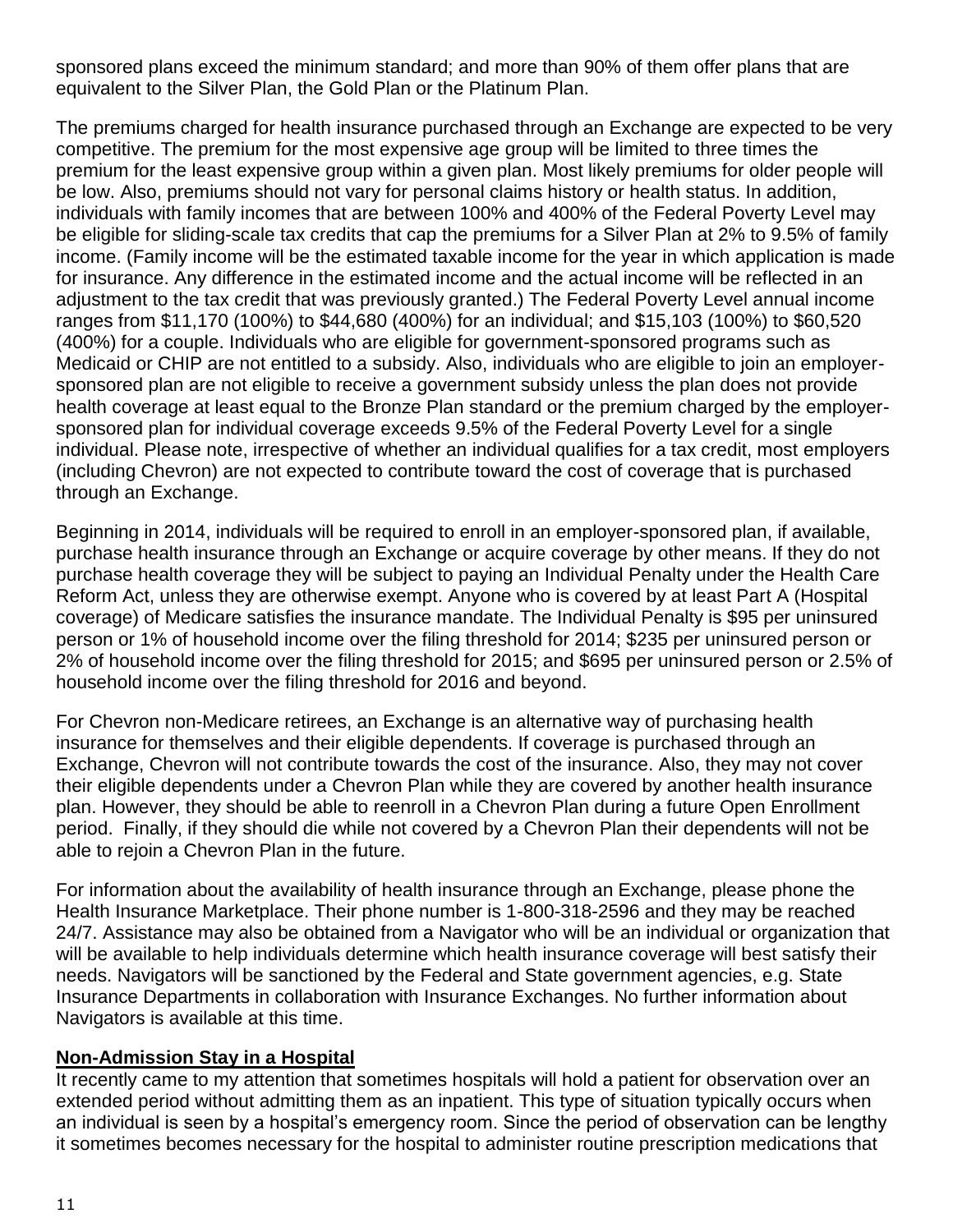sponsored plans exceed the minimum standard; and more than 90% of them offer plans that are equivalent to the Silver Plan, the Gold Plan or the Platinum Plan.

The premiums charged for health insurance purchased through an Exchange are expected to be very competitive. The premium for the most expensive age group will be limited to three times the premium for the least expensive group within a given plan. Most likely premiums for older people will be low. Also, premiums should not vary for personal claims history or health status. In addition, individuals with family incomes that are between 100% and 400% of the Federal Poverty Level may be eligible for sliding-scale tax credits that cap the premiums for a Silver Plan at 2% to 9.5% of family income. (Family income will be the estimated taxable income for the year in which application is made for insurance. Any difference in the estimated income and the actual income will be reflected in an adjustment to the tax credit that was previously granted.) The Federal Poverty Level annual income ranges from $11,170 (100%) to $44,680 (400%) for an individual; and $15,103 (100%) to $60,520 (400%) for a couple. Individuals who are eligible for government-sponsored programs such as Medicaid or CHIP are not entitled to a subsidy. Also, individuals who are eligible to join an employer-sponsored plan are not eligible to receive a government subsidy unless the plan does not provide health coverage at least equal to the Bronze Plan standard or the premium charged by the employer-sponsored plan for individual coverage exceeds 9.5% of the Federal Poverty Level for a single individual. Please note, irrespective of whether an individual qualifies for a tax credit, most employers (including Chevron) are not expected to contribute toward the cost of coverage that is purchased through an Exchange.

Beginning in 2014, individuals will be required to enroll in an employer-sponsored plan, if available, purchase health insurance through an Exchange or acquire coverage by other means. If they do not purchase health coverage they will be subject to paying an Individual Penalty under the Health Care Reform Act, unless they are otherwise exempt. Anyone who is covered by at least Part A (Hospital coverage) of Medicare satisfies the insurance mandate. The Individual Penalty is $95 per uninsured person or 1% of household income over the filing threshold for 2014; $235 per uninsured person or 2% of household income over the filing threshold for 2015; and $695 per uninsured person or 2.5% of household income over the filing threshold for 2016 and beyond.

For Chevron non-Medicare retirees, an Exchange is an alternative way of purchasing health insurance for themselves and their eligible dependents. If coverage is purchased through an Exchange, Chevron will not contribute towards the cost of the insurance. Also, they may not cover their eligible dependents under a Chevron Plan while they are covered by another health insurance plan. However, they should be able to reenroll in a Chevron Plan during a future Open Enrollment period. Finally, if they should die while not covered by a Chevron Plan their dependents will not be able to rejoin a Chevron Plan in the future.

For information about the availability of health insurance through an Exchange, please phone the Health Insurance Marketplace. Their phone number is 1-800-318-2596 and they may be reached 24/7. Assistance may also be obtained from a Navigator who will be an individual or organization that will be available to help individuals determine which health insurance coverage will best satisfy their needs. Navigators will be sanctioned by the Federal and State government agencies, e.g. State Insurance Departments in collaboration with Insurance Exchanges. No further information about Navigators is available at this time.

## Non-Admission Stay in a Hospital

It recently came to my attention that sometimes hospitals will hold a patient for observation over an extended period without admitting them as an inpatient. This type of situation typically occurs when an individual is seen by a hospital's emergency room. Since the period of observation can be lengthy it sometimes becomes necessary for the hospital to administer routine prescription medications that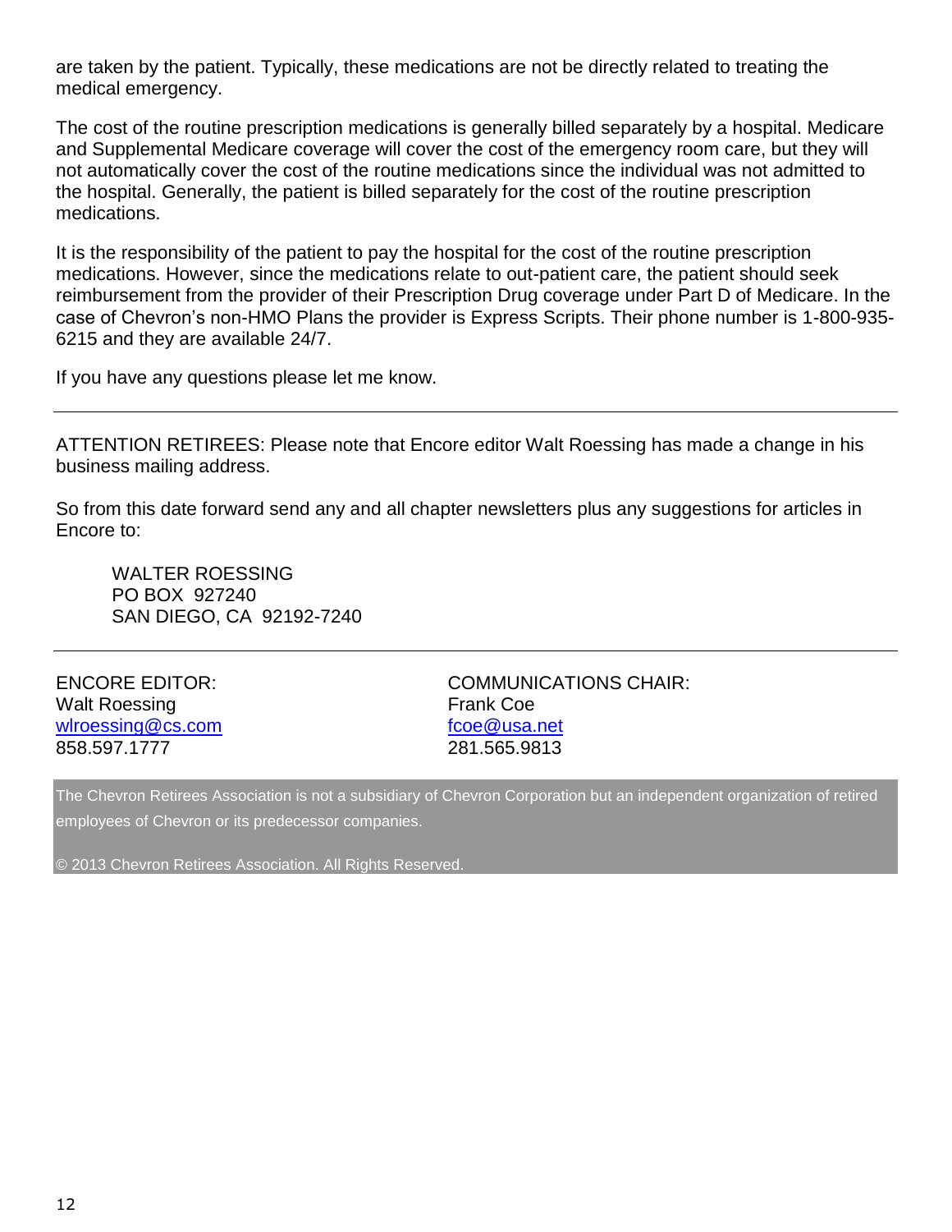are taken by the patient. Typically, these medications are not be directly related to treating the medical emergency.

The cost of the routine prescription medications is generally billed separately by a hospital. Medicare and Supplemental Medicare coverage will cover the cost of the emergency room care, but they will not automatically cover the cost of the routine medications since the individual was not admitted to the hospital. Generally, the patient is billed separately for the cost of the routine prescription medications.

It is the responsibility of the patient to pay the hospital for the cost of the routine prescription medications. However, since the medications relate to out-patient care, the patient should seek reimbursement from the provider of their Prescription Drug coverage under Part D of Medicare. In the case of Chevron's non-HMO Plans the provider is Express Scripts. Their phone number is 1-800-935-6215 and they are available 24/7.

If you have any questions please let me know.

---

ATTENTION RETIREES: Please note that Encore editor Walt Roessing has made a change in his business mailing address.

So from this date forward send any and all chapter newsletters plus any suggestions for articles in Encore to:

WALTER ROESSING
PO BOX 927240
SAN DIEGO, CA 92192-7240

---

ENCORE EDITOR:
Walt Roessing
wlroessing@cs.com
858.597.1777

COMMUNICATIONS CHAIR:
Frank Coe
fcoe@usa.net
281.565.9813

The Chevron Retirees Association is not a subsidiary of Chevron Corporation but an independent organization of retired employees of Chevron or its predecessor companies.

© 2013 Chevron Retirees Association. All Rights Reserved.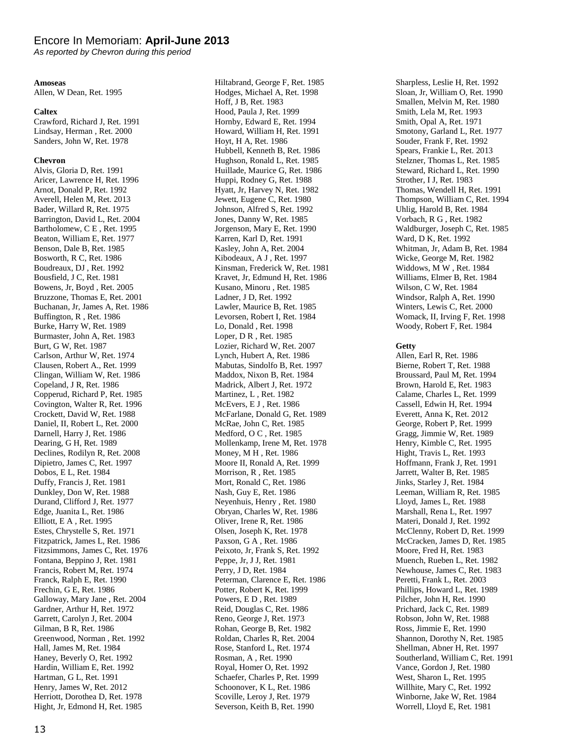# Encore In Memoriam: **April-June 2013**

*As reported by Chevron during this period*

**Amoseas**

Allen, W Dean, Ret. 1995

**Caltex**

Crawford, Richard J, Ret. 1991
Lindsay, Herman , Ret. 2000
Sanders, John W, Ret. 1978

**Chevron**

Alvis, Gloria D, Ret. 1991
Aricer, Lawrence H, Ret. 1996
Arnot, Donald P, Ret. 1992
Averell, Helen M, Ret. 2013
Bader, Willard R, Ret. 1975
Barrington, David L, Ret. 2004
Bartholomew, C E , Ret. 1995
Beaton, William E, Ret. 1977
Benson, Dale B, Ret. 1985
Bosworth, R C, Ret. 1986
Boudreaux, DJ , Ret. 1992
Bousfield, J C, Ret. 1981
Bowens, Jr, Boyd , Ret. 2005
Bruzzone, Thomas E, Ret. 2001
Buchanan, Jr, James A, Ret. 1986
Buffington, R , Ret. 1986
Burke, Harry W, Ret. 1989
Burmaster, John A, Ret. 1983
Burt, G W, Ret. 1987
Carlson, Arthur W, Ret. 1974
Clausen, Robert A., Ret. 1999
Clingan, William W, Ret. 1986
Copeland, J R, Ret. 1986
Copperud, Richard P, Ret. 1985
Covington, Walter R, Ret. 1996
Crockett, David W, Ret. 1988
Daniel, II, Robert L, Ret. 2000
Darnell, Harry J, Ret. 1986
Dearing, G H, Ret. 1989
Declines, Rodilyn R, Ret. 2008
Dipietro, James C, Ret. 1997
Dobos, E L, Ret. 1984
Duffy, Francis J, Ret. 1981
Dunkley, Don W, Ret. 1988
Durand, Clifford J, Ret. 1977
Edge, Juanita L, Ret. 1986
Elliott, E A , Ret. 1995
Estes, Chrystelle S, Ret. 1971
Fitzpatrick, James L, Ret. 1986
Fitzsimmons, James C, Ret. 1976
Fontana, Beppino J, Ret. 1981
Francis, Robert M, Ret. 1974
Franck, Ralph E, Ret. 1990
Frechin, G E, Ret. 1986
Galloway, Mary Jane , Ret. 2004
Gardner, Arthur H, Ret. 1972
Garrett, Carolyn J, Ret. 2004
Gilman, B R, Ret. 1986
Greenwood, Norman , Ret. 1992
Hall, James M, Ret. 1984
Haney, Beverly O, Ret. 1992
Hardin, William E, Ret. 1992
Hartman, G L, Ret. 1991
Henry, James W, Ret. 2012
Herriott, Dorothea D, Ret. 1978
Hight, Jr, Edmond H, Ret. 1985
Hiltabrand, George F, Ret. 1985
Hodges, Michael A, Ret. 1998
Hoff, J B, Ret. 1983
Hood, Paula J, Ret. 1999
Hornby, Edward E, Ret. 1994
Howard, William H, Ret. 1991
Hoyt, H A, Ret. 1986
Hubbell, Kenneth B, Ret. 1986
Hughson, Ronald L, Ret. 1985
Huillade, Maurice G, Ret. 1986
Huppi, Rodney G, Ret. 1988
Hyatt, Jr, Harvey N, Ret. 1982
Jewett, Eugene C, Ret. 1980
Johnson, Alfred S, Ret. 1992
Jones, Danny W, Ret. 1985
Jorgenson, Mary E, Ret. 1990
Karren, Karl D, Ret. 1991
Kasley, John A, Ret. 2004
Kibodeaux, A J , Ret. 1997
Kinsman, Frederick W, Ret. 1981
Kravet, Jr, Edmund H, Ret. 1986
Kusano, Minoru , Ret. 1985
Ladner, J D, Ret. 1992
Lawler, Maurice B, Ret. 1985
Levorsen, Robert I, Ret. 1984
Lo, Donald , Ret. 1998
Loper, D R , Ret. 1985
Lozier, Richard W, Ret. 2007
Lynch, Hubert A, Ret. 1986
Mabutas, Sindolfo B, Ret. 1997
Maddox, Nixon B, Ret. 1984
Madrick, Albert J, Ret. 1972
Martinez, L , Ret. 1982
McEvers, E J , Ret. 1986
McFarlane, Donald G, Ret. 1989
McRae, John C, Ret. 1985
Medford, O C , Ret. 1985
Mollenkamp, Irene M, Ret. 1978
Money, M H , Ret. 1986
Moore II, Ronald A, Ret. 1999
Morrison, R , Ret. 1985
Mort, Ronald C, Ret. 1986
Nash, Guy E, Ret. 1986
Neyenhuis, Henry , Ret. 1980
Obryan, Charles W, Ret. 1986
Oliver, Irene R, Ret. 1986
Olsen, Joseph K, Ret. 1978
Paxson, G A , Ret. 1986
Peixoto, Jr, Frank S, Ret. 1992
Peppe, Jr, J J, Ret. 1981
Perry, J D, Ret. 1984
Peterman, Clarence E, Ret. 1986
Potter, Robert K, Ret. 1999
Powers, E D , Ret. 1989
Reid, Douglas C, Ret. 1986
Reno, George J, Ret. 1973
Rohan, George B, Ret. 1982
Roldan, Charles R, Ret. 2004
Rose, Stanford L, Ret. 1974
Rosman, A , Ret. 1990
Royal, Homer O, Ret. 1992
Schaefer, Charles P, Ret. 1999
Schoonover, K L, Ret. 1986
Scoville, Leroy J, Ret. 1979
Severson, Keith B, Ret. 1990
Sharpless, Leslie H, Ret. 1992
Sloan, Jr, William O, Ret. 1990
Smallen, Melvin M, Ret. 1980
Smith, Lela M, Ret. 1993
Smith, Opal A, Ret. 1971
Smotony, Garland L, Ret. 1977
Souder, Frank F, Ret. 1992
Spears, Frankie L, Ret. 2013
Stelzner, Thomas L, Ret. 1985
Steward, Richard L, Ret. 1990
Strother, I J, Ret. 1983
Thomas, Wendell H, Ret. 1991
Thompson, William C, Ret. 1994
Uhlig, Harold B, Ret. 1984
Vorbach, R G , Ret. 1982
Waldburger, Joseph C, Ret. 1985
Ward, D K, Ret. 1992
Whitman, Jr, Adam B, Ret. 1984
Wicke, George M, Ret. 1982
Widdows, M W , Ret. 1984
Williams, Elmer B, Ret. 1984
Wilson, C W, Ret. 1984
Windsor, Ralph A, Ret. 1990
Winters, Lewis C, Ret. 2000
Womack, II, Irving F, Ret. 1998
Woody, Robert F, Ret. 1984

**Getty**

Allen, Earl R, Ret. 1986
Bierne, Robert T, Ret. 1988
Broussard, Paul M, Ret. 1994
Brown, Harold E, Ret. 1983
Calame, Charles L, Ret. 1999
Cassell, Edwin H, Ret. 1994
Everett, Anna K, Ret. 2012
George, Robert P, Ret. 1999
Gragg, Jimmie W, Ret. 1989
Henry, Kimble C, Ret. 1995
Hight, Travis L, Ret. 1993
Hoffmann, Frank J, Ret. 1991
Jarrett, Walter B, Ret. 1985
Jinks, Starley J, Ret. 1984
Leeman, William R, Ret. 1985
Lloyd, James L, Ret. 1988
Marshall, Rena L, Ret. 1997
Materi, Donald J, Ret. 1992
McClenny, Robert D, Ret. 1999
McCracken, James D, Ret. 1985
Moore, Fred H, Ret. 1983
Muench, Rueben L, Ret. 1982
Newhouse, James C, Ret. 1983
Peretti, Frank L, Ret. 2003
Phillips, Howard L, Ret. 1989
Pilcher, John H, Ret. 1990
Prichard, Jack C, Ret. 1989
Robson, John W, Ret. 1988
Ross, Jimmie E, Ret. 1990
Shannon, Dorothy N, Ret. 1985
Shellman, Abner H, Ret. 1997
Southerland, William C, Ret. 1991
Vance, Gordon J, Ret. 1980
West, Sharon L, Ret. 1995
Willhite, Mary C, Ret. 1992
Winborne, Jake W, Ret. 1984
Worrell, Lloyd E, Ret. 1981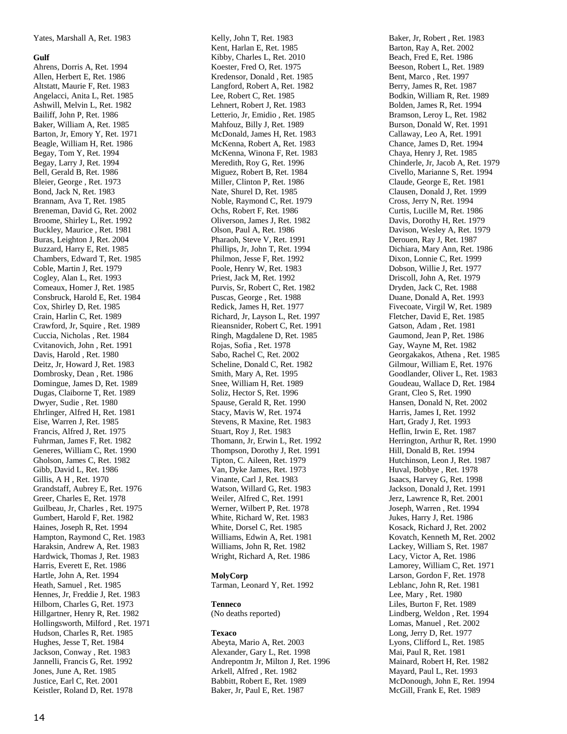Yates, Marshall A, Ret. 1983

**Gulf**

Ahrens, Dorris A, Ret. 1994
Allen, Herbert E, Ret. 1986
Altstatt, Maurie F, Ret. 1983
Angelacci, Anita L, Ret. 1985
Ashwill, Melvin L, Ret. 1982
Bailiff, John P, Ret. 1986
Baker, William A, Ret. 1985
Barton, Jr, Emory Y, Ret. 1971
Beagle, William H, Ret. 1986
Begay, Tom Y, Ret. 1994
Begay, Larry J, Ret. 1994
Bell, Gerald B, Ret. 1986
Bleier, George , Ret. 1973
Bond, Jack N, Ret. 1983
Brannam, Ava T, Ret. 1985
Breneman, David G, Ret. 2002
Broome, Shirley L, Ret. 1992
Buckley, Maurice , Ret. 1981
Buras, Leighton J, Ret. 2004
Buzzard, Harry E, Ret. 1985
Chambers, Edward T, Ret. 1985
Coble, Martin J, Ret. 1979
Cogley, Alan L, Ret. 1993
Comeaux, Homer J, Ret. 1985
Consbruck, Harold E, Ret. 1984
Cox, Shirley D, Ret. 1985
Crain, Harlin C, Ret. 1989
Crawford, Jr, Squire , Ret. 1989
Cuccia, Nicholas , Ret. 1984
Cvitanovich, John , Ret. 1991
Davis, Harold , Ret. 1980
Deitz, Jr, Howard J, Ret. 1983
Dombrosky, Dean , Ret. 1986
Domingue, James D, Ret. 1989
Dugas, Claiborne T, Ret. 1989
Dwyer, Sudie , Ret. 1980
Ehrlinger, Alfred H, Ret. 1981
Eise, Warren J, Ret. 1985
Francis, Alfred J, Ret. 1975
Fuhrman, James F, Ret. 1982
Generes, William C, Ret. 1990
Gholson, James C, Ret. 1982
Gibb, David L, Ret. 1986
Gillis, A H , Ret. 1970
Grandstaff, Aubrey E, Ret. 1976
Greer, Charles E, Ret. 1978
Guilbeau, Jr, Charles , Ret. 1975
Gumbert, Harold F, Ret. 1982
Haines, Joseph R, Ret. 1994
Hampton, Raymond C, Ret. 1983
Haraksin, Andrew A, Ret. 1983
Hardwick, Thomas J, Ret. 1983
Harris, Everett E, Ret. 1986
Hartle, John A, Ret. 1994
Heath, Samuel , Ret. 1985
Hennes, Jr, Freddie J, Ret. 1983
Hilborn, Charles G, Ret. 1973
Hillgartner, Henry R, Ret. 1982
Hollingsworth, Milford , Ret. 1971
Hudson, Charles R, Ret. 1985
Hughes, Jesse T, Ret. 1984
Jackson, Conway , Ret. 1983
Jannelli, Francis G, Ret. 1992
Jones, June A, Ret. 1985
Justice, Earl C, Ret. 2001
Keistler, Roland D, Ret. 1978
Kelly, John T, Ret. 1983
Kent, Harlan E, Ret. 1985
Kibby, Charles L, Ret. 2010
Koester, Fred O, Ret. 1975
Kredensor, Donald , Ret. 1985
Langford, Robert A, Ret. 1982
Lee, Robert C, Ret. 1985
Lehnert, Robert J, Ret. 1983
Letterio, Jr, Emidio , Ret. 1985
Mahfouz, Billy J, Ret. 1989
McDonald, James H, Ret. 1983
McKenna, Robert A, Ret. 1983
McKenna, Winona F, Ret. 1983
Meredith, Roy G, Ret. 1996
Miguez, Robert B, Ret. 1984
Miller, Clinton P, Ret. 1986
Nate, Shurel D, Ret. 1985
Noble, Raymond C, Ret. 1979
Ochs, Robert F, Ret. 1986
Oliverson, James J, Ret. 1982
Olson, Paul A, Ret. 1986
Pharaoh, Steve V, Ret. 1991
Phillips, Jr, John T, Ret. 1994
Philmon, Jesse F, Ret. 1992
Poole, Henry W, Ret. 1983
Priest, Jack M, Ret. 1992
Purvis, Sr, Robert C, Ret. 1982
Puscas, George , Ret. 1988
Redick, James H, Ret. 1977
Richard, Jr, Layson L, Ret. 1997
Rieansnider, Robert C, Ret. 1991
Ringh, Magdalene D, Ret. 1985
Rojas, Sofia , Ret. 1978
Sabo, Rachel C, Ret. 2002
Scheline, Donald C, Ret. 1982
Smith, Mary A, Ret. 1995
Snee, William H, Ret. 1989
Soliz, Hector S, Ret. 1996
Spause, Gerald R, Ret. 1990
Stacy, Mavis W, Ret. 1974
Stevens, R Maxine, Ret. 1983
Stuart, Roy J, Ret. 1983
Thomann, Jr, Erwin L, Ret. 1992
Thompson, Dorothy J, Ret. 1991
Tipton, C. Aileen, Ret. 1979
Van, Dyke James, Ret. 1973
Vinante, Carl J, Ret. 1983
Watson, Willard G, Ret. 1983
Weiler, Alfred C, Ret. 1991
Werner, Wilbert P, Ret. 1978
White, Richard W, Ret. 1983
White, Dorsel C, Ret. 1985
Williams, Edwin A, Ret. 1981
Williams, John R, Ret. 1982
Wright, Richard A, Ret. 1986

**MolyCorp**

Tarman, Leonard Y, Ret. 1992

**Tenneco**

(No deaths reported)

**Texaco**

Abeyta, Mario A, Ret. 2003
Alexander, Gary L, Ret. 1998
Andrepontm Jr, Milton J, Ret. 1996
Arkell, Alfred , Ret. 1982
Babbitt, Robert E, Ret. 1989
Baker, Jr, Paul E, Ret. 1987
Baker, Jr, Robert , Ret. 1983
Barton, Ray A, Ret. 2002
Beach, Fred E, Ret. 1986
Beeson, Robert L, Ret. 1989
Bent, Marco , Ret. 1997
Berry, James R, Ret. 1987
Bodkin, William R, Ret. 1989
Bolden, James R, Ret. 1994
Bramson, Leroy L, Ret. 1982
Burson, Donald W, Ret. 1991
Callaway, Leo A, Ret. 1991
Chance, James D, Ret. 1994
Chaya, Henry J, Ret. 1985
Chinderle, Jr, Jacob A, Ret. 1979
Civello, Marianne S, Ret. 1994
Claude, George E, Ret. 1981
Clausen, Donald J, Ret. 1999
Cross, Jerry N, Ret. 1994
Curtis, Lucille M, Ret. 1986
Davis, Dorothy H, Ret. 1979
Davison, Wesley A, Ret. 1979
Derouen, Ray J, Ret. 1987
Dichiara, Mary Ann, Ret. 1986
Dixon, Lonnie C, Ret. 1999
Dobson, Willie J, Ret. 1977
Driscoll, John A, Ret. 1979
Dryden, Jack C, Ret. 1988
Duane, Donald A, Ret. 1993
Fivecoate, Virgil W, Ret. 1989
Fletcher, David E, Ret. 1985
Gatson, Adam , Ret. 1981
Gaumond, Jean P, Ret. 1986
Gay, Wayne M, Ret. 1982
Georgakakos, Athena , Ret. 1985
Gilmour, William E, Ret. 1976
Goodlander, Oliver L, Ret. 1983
Goudeau, Wallace D, Ret. 1984
Grant, Cleo S, Ret. 1990
Hansen, Donald N, Ret. 2002
Harris, James I, Ret. 1992
Hart, Grady J, Ret. 1993
Heflin, Irwin E, Ret. 1987
Herrington, Arthur R, Ret. 1990
Hill, Donald B, Ret. 1994
Hutchinson, Leon J, Ret. 1987
Huval, Bobbye , Ret. 1978
Isaacs, Harvey G, Ret. 1998
Jackson, Donald J, Ret. 1991
Jerz, Lawrence R, Ret. 2001
Joseph, Warren , Ret. 1994
Jukes, Harry J, Ret. 1986
Kosack, Richard J, Ret. 2002
Kovatch, Kenneth M, Ret. 2002
Lackey, William S, Ret. 1987
Lacy, Victor A, Ret. 1986
Lamorey, William C, Ret. 1971
Larson, Gordon F, Ret. 1978
Leblanc, John R, Ret. 1981
Lee, Mary , Ret. 1980
Liles, Burton F, Ret. 1989
Lindberg, Weldon , Ret. 1994
Lomas, Manuel , Ret. 2002
Long, Jerry D, Ret. 1977
Lyons, Clifford L, Ret. 1985
Mai, Paul R, Ret. 1981
Mainard, Robert H, Ret. 1982
Mayard, Paul L, Ret. 1993
McDonough, John E, Ret. 1994
McGill, Frank E, Ret. 1989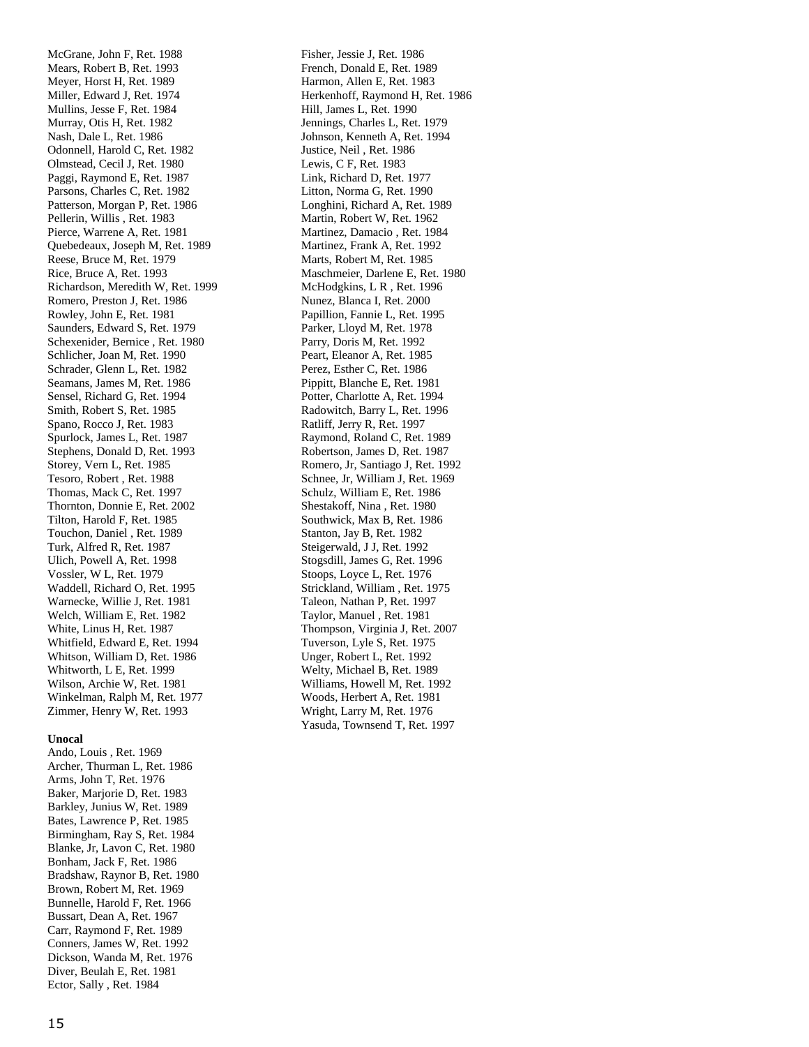McGrane, John F, Ret. 1988
Mears, Robert B, Ret. 1993
Meyer, Horst H, Ret. 1989
Miller, Edward J, Ret. 1974
Mullins, Jesse F, Ret. 1984
Murray, Otis H, Ret. 1982
Nash, Dale L, Ret. 1986
Odonnell, Harold C, Ret. 1982
Olmstead, Cecil J, Ret. 1980
Paggi, Raymond E, Ret. 1987
Parsons, Charles C, Ret. 1982
Patterson, Morgan P, Ret. 1986
Pellerin, Willis , Ret. 1983
Pierce, Warrene A, Ret. 1981
Quebedeaux, Joseph M, Ret. 1989
Reese, Bruce M, Ret. 1979
Rice, Bruce A, Ret. 1993
Richardson, Meredith W, Ret. 1999
Romero, Preston J, Ret. 1986
Rowley, John E, Ret. 1981
Saunders, Edward S, Ret. 1979
Schexenider, Bernice , Ret. 1980
Schlicher, Joan M, Ret. 1990
Schrader, Glenn L, Ret. 1982
Seamans, James M, Ret. 1986
Sensel, Richard G, Ret. 1994
Smith, Robert S, Ret. 1985
Spano, Rocco J, Ret. 1983
Spurlock, James L, Ret. 1987
Stephens, Donald D, Ret. 1993
Storey, Vern L, Ret. 1985
Tesoro, Robert , Ret. 1988
Thomas, Mack C, Ret. 1997
Thornton, Donnie E, Ret. 2002
Tilton, Harold F, Ret. 1985
Touchon, Daniel , Ret. 1989
Turk, Alfred R, Ret. 1987
Ulich, Powell A, Ret. 1998
Vossler, W L, Ret. 1979
Waddell, Richard O, Ret. 1995
Warnecke, Willie J, Ret. 1981
Welch, William E, Ret. 1982
White, Linus H, Ret. 1987
Whitfield, Edward E, Ret. 1994
Whitson, William D, Ret. 1986
Whitworth, L E, Ret. 1999
Wilson, Archie W, Ret. 1981
Winkelman, Ralph M, Ret. 1977
Zimmer, Henry W, Ret. 1993

**Unocal**

Ando, Louis , Ret. 1969
Archer, Thurman L, Ret. 1986
Arms, John T, Ret. 1976
Baker, Marjorie D, Ret. 1983
Barkley, Junius W, Ret. 1989
Bates, Lawrence P, Ret. 1985
Birmingham, Ray S, Ret. 1984
Blanke, Jr, Lavon C, Ret. 1980
Bonham, Jack F, Ret. 1986
Bradshaw, Raynor B, Ret. 1980
Brown, Robert M, Ret. 1969
Bunnelle, Harold F, Ret. 1966
Bussart, Dean A, Ret. 1967
Carr, Raymond F, Ret. 1989
Conners, James W, Ret. 1992
Dickson, Wanda M, Ret. 1976
Diver, Beulah E, Ret. 1981
Ector, Sally , Ret. 1984
Fisher, Jessie J, Ret. 1986
French, Donald E, Ret. 1989
Harmon, Allen E, Ret. 1983
Herkenhoff, Raymond H, Ret. 1986
Hill, James L, Ret. 1990
Jennings, Charles L, Ret. 1979
Johnson, Kenneth A, Ret. 1994
Justice, Neil , Ret. 1986
Lewis, C F, Ret. 1983
Link, Richard D, Ret. 1977
Litton, Norma G, Ret. 1990
Longhini, Richard A, Ret. 1989
Martin, Robert W, Ret. 1962
Martinez, Damacio , Ret. 1984
Martinez, Frank A, Ret. 1992
Marts, Robert M, Ret. 1985
Maschmeier, Darlene E, Ret. 1980
McHodgkins, L R , Ret. 1996
Nunez, Blanca I, Ret. 2000
Papillion, Fannie L, Ret. 1995
Parker, Lloyd M, Ret. 1978
Parry, Doris M, Ret. 1992
Peart, Eleanor A, Ret. 1985
Perez, Esther C, Ret. 1986
Pippitt, Blanche E, Ret. 1981
Potter, Charlotte A, Ret. 1994
Radowitch, Barry L, Ret. 1996
Ratliff, Jerry R, Ret. 1997
Raymond, Roland C, Ret. 1989
Robertson, James D, Ret. 1987
Romero, Jr, Santiago J, Ret. 1992
Schnee, Jr, William J, Ret. 1969
Schulz, William E, Ret. 1986
Shestakoff, Nina , Ret. 1980
Southwick, Max B, Ret. 1986
Stanton, Jay B, Ret. 1982
Steigerwald, J J, Ret. 1992
Stogsdill, James G, Ret. 1996
Stoops, Loyce L, Ret. 1976
Strickland, William , Ret. 1975
Taleon, Nathan P, Ret. 1997
Taylor, Manuel , Ret. 1981
Thompson, Virginia J, Ret. 2007
Tuverson, Lyle S, Ret. 1975
Unger, Robert L, Ret. 1992
Welty, Michael B, Ret. 1989
Williams, Howell M, Ret. 1992
Woods, Herbert A, Ret. 1981
Wright, Larry M, Ret. 1976
Yasuda, Townsend T, Ret. 1997